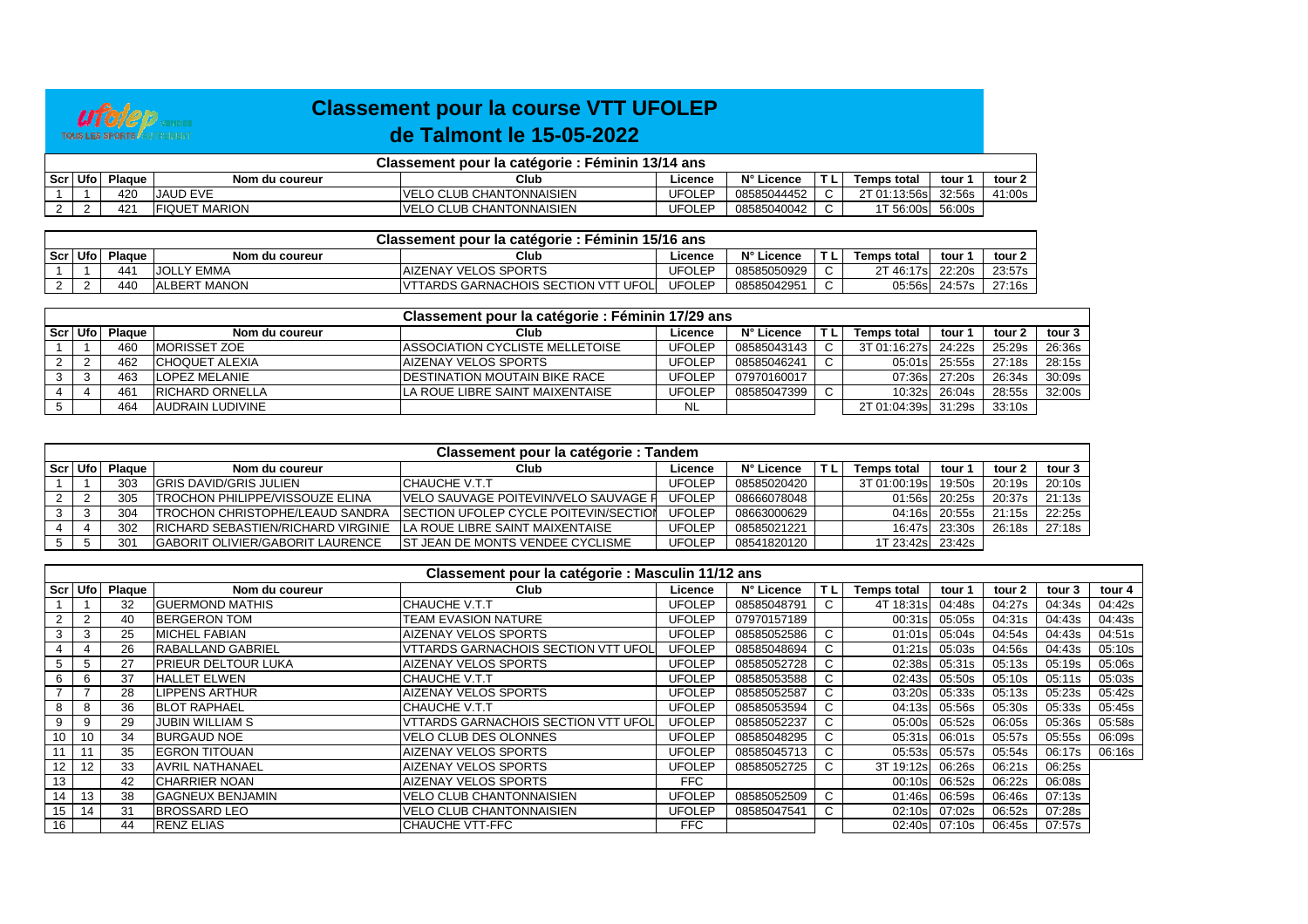# Classement pour la course VTT UFOLEP de Talmont le 15-05-2022

| Classement pour la catégorie : Féminin 13/14 ans | | | | | | | | | | |
|---|---|---|---|---|---|---|---|---|---|---|
| Scr | Ufo | Plaque | Nom du coureur | Club | Licence | N° Licence | T L | Temps total | tour 1 | tour 2 |
| 1 | 1 | 420 | JAUD EVE | VELO CLUB CHANTONNAISIEN | UFOLEP | 08585044452 | C | 2T 01:13:56s | 32:56s | 41:00s |
| 2 | 2 | 421 | FIQUET MARION | VELO CLUB CHANTONNAISIEN | UFOLEP | 08585040042 | C | 1T 56:00s | 56:00s | |

| Classement pour la catégorie : Féminin 15/16 ans | | | | | | | | | | |
|---|---|---|---|---|---|---|---|---|---|---|
| Scr | Ufo | Plaque | Nom du coureur | Club | Licence | N° Licence | T L | Temps total | tour 1 | tour 2 |
| 1 | 1 | 441 | JOLLY EMMA | AIZENAY VELOS SPORTS | UFOLEP | 08585050929 | C | 2T 46:17s | 22:20s | 23:57s |
| 2 | 2 | 440 | ALBERT MANON | VTTARDS GARNACHOIS SECTION VTT UFOL | UFOLEP | 08585042951 | C | 05:56s | 24:57s | 27:16s |

| Classement pour la catégorie : Féminin 17/29 ans | | | | | | | | | | | |
|---|---|---|---|---|---|---|---|---|---|---|---|
| Scr | Ufo | Plaque | Nom du coureur | Club | Licence | N° Licence | T L | Temps total | tour 1 | tour 2 | tour 3 |
| 1 | 1 | 460 | MORISSET ZOE | ASSOCIATION CYCLISTE MELLETOISE | UFOLEP | 08585043143 | C | 3T 01:16:27s | 24:22s | 25:29s | 26:36s |
| 2 | 2 | 462 | CHOQUET ALEXIA | AIZENAY VELOS SPORTS | UFOLEP | 08585046241 | C | 05:01s | 25:55s | 27:18s | 28:15s |
| 3 | 3 | 463 | LOPEZ MELANIE | DESTINATION MOUTAIN BIKE RACE | UFOLEP | 07970160017 | | 07:36s | 27:20s | 26:34s | 30:09s |
| 4 | 4 | 461 | RICHARD ORNELLA | LA ROUE LIBRE SAINT MAIXENTAISE | UFOLEP | 08585047399 | C | 10:32s | 26:04s | 28:55s | 32:00s |
| 5 | | 464 | AUDRAIN LUDIVINE | | NL | | | 2T 01:04:39s | 31:29s | 33:10s | |

| Classement pour la catégorie : Tandem | | | | | | | | | | | |
|---|---|---|---|---|---|---|---|---|---|---|---|
| Scr | Ufo | Plaque | Nom du coureur | Club | Licence | N° Licence | T L | Temps total | tour 1 | tour 2 | tour 3 |
| 1 | 1 | 303 | GRIS DAVID/GRIS JULIEN | CHAUCHE V.T.T | UFOLEP | 08585020420 | | 3T 01:00:19s | 19:50s | 20:19s | 20:10s |
| 2 | 2 | 305 | TROCHON PHILIPPE/VISSOUZE ELINA | VELO SAUVAGE POITEVIN/VELO SAUVAGE F | UFOLEP | 08666078048 | | 01:56s | 20:25s | 20:37s | 21:13s |
| 3 | 3 | 304 | TROCHON CHRISTOPHE/LEAUD SANDRA | SECTION UFOLEP CYCLE POITEVIN/SECTIOI | UFOLEP | 08663000629 | | 04:16s | 20:55s | 21:15s | 22:25s |
| 4 | 4 | 302 | RICHARD SEBASTIEN/RICHARD VIRGINIE | LA ROUE LIBRE SAINT MAIXENTAISE | UFOLEP | 08585021221 | | 16:47s | 23:30s | 26:18s | 27:18s |
| 5 | 5 | 301 | GABORIT OLIVIER/GABORIT LAURENCE | ST JEAN DE MONTS VENDEE CYCLISME | UFOLEP | 08541820120 | | 1T 23:42s | 23:42s | | |

| Classement pour la catégorie : Masculin 11/12 ans | | | | | | | | | | | | |
|---|---|---|---|---|---|---|---|---|---|---|---|---|
| Scr | Ufo | Plaque | Nom du coureur | Club | Licence | N° Licence | T L | Temps total | tour 1 | tour 2 | tour 3 | tour 4 |
| 1 | 1 | 32 | GUERMOND MATHIS | CHAUCHE V.T.T | UFOLEP | 08585048791 | C | 4T 18:31s | 04:48s | 04:27s | 04:34s | 04:42s |
| 2 | 2 | 40 | BERGERON TOM | TEAM EVASION NATURE | UFOLEP | 07970157189 | | 00:31s | 05:05s | 04:31s | 04:43s | 04:43s |
| 3 | 3 | 25 | MICHEL FABIAN | AIZENAY VELOS SPORTS | UFOLEP | 08585052586 | C | 01:01s | 05:04s | 04:54s | 04:43s | 04:51s |
| 4 | 4 | 26 | RABALLAND GABRIEL | VTTARDS GARNACHOIS SECTION VTT UFOL | UFOLEP | 08585048694 | C | 01:21s | 05:03s | 04:56s | 04:43s | 05:10s |
| 5 | 5 | 27 | PRIEUR DELTOUR LUKA | AIZENAY VELOS SPORTS | UFOLEP | 08585052728 | C | 02:38s | 05:31s | 05:13s | 05:19s | 05:06s |
| 6 | 6 | 37 | HALLET ELWEN | CHAUCHE V.T.T | UFOLEP | 08585053588 | C | 02:43s | 05:50s | 05:10s | 05:11s | 05:03s |
| 7 | 7 | 28 | LIPPENS ARTHUR | AIZENAY VELOS SPORTS | UFOLEP | 08585052587 | C | 03:20s | 05:33s | 05:13s | 05:23s | 05:42s |
| 8 | 8 | 36 | BLOT RAPHAEL | CHAUCHE V.T.T | UFOLEP | 08585053594 | C | 04:13s | 05:56s | 05:30s | 05:33s | 05:45s |
| 9 | 9 | 29 | JUBIN WILLIAM S | VTTARDS GARNACHOIS SECTION VTT UFOL | UFOLEP | 08585052237 | C | 05:00s | 05:52s | 06:05s | 05:36s | 05:58s |
| 10 | 10 | 34 | BURGAUD NOE | VELO CLUB DES OLONNES | UFOLEP | 08585048295 | C | 05:31s | 06:01s | 05:57s | 05:55s | 06:09s |
| 11 | 11 | 35 | EGRON TITOUAN | AIZENAY VELOS SPORTS | UFOLEP | 08585045713 | C | 05:53s | 05:57s | 05:54s | 06:17s | 06:16s |
| 12 | 12 | 33 | AVRIL NATHANAEL | AIZENAY VELOS SPORTS | UFOLEP | 08585052725 | C | 3T 19:12s | 06:26s | 06:21s | 06:25s | |
| 13 | | 42 | CHARRIER NOAN | AIZENAY VELOS SPORTS | FFC | | | 00:10s | 06:52s | 06:22s | 06:08s | |
| 14 | 13 | 38 | GAGNEUX BENJAMIN | VELO CLUB CHANTONNAISIEN | UFOLEP | 08585052509 | C | 01:46s | 06:59s | 06:46s | 07:13s | |
| 15 | 14 | 31 | BROSSARD LEO | VELO CLUB CHANTONNAISIEN | UFOLEP | 08585047541 | C | 02:10s | 07:02s | 06:52s | 07:28s | |
| 16 | | 44 | RENZ ELIAS | CHAUCHE VTT-FFC | FFC | | | 02:40s | 07:10s | 06:45s | 07:57s | |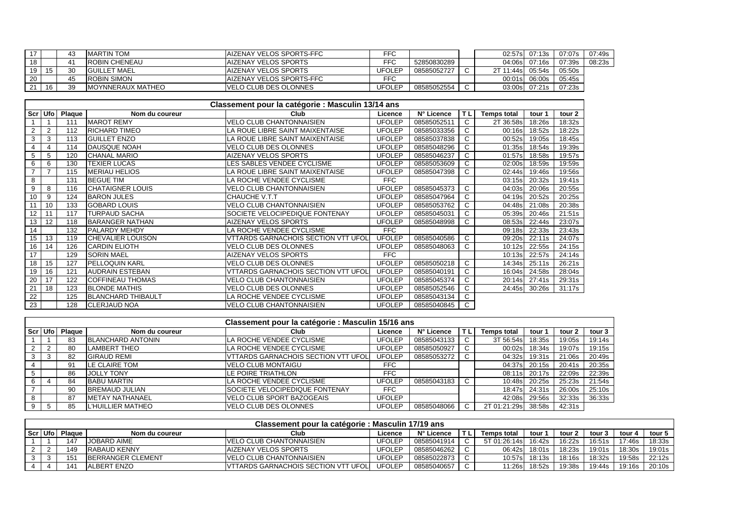| 17 | | 43 | MARTIN TOM | AIZENAY VELOS SPORTS-FFC | FFC | | | 02:57s | 07:13s | 07:07s | 07:49s |
|---|---|---|---|---|---|---|---|---|---|---|---|
| 18 | | 41 | ROBIN CHENEAU | AIZENAY VELOS SPORTS | FFC | 52850830289 | | 04:06s | 07:16s | 07:39s | 08:23s |
| 19 | 15 | 30 | GUILLET MAEL | AIZENAY VELOS SPORTS | UFOLEP | 08585052727 | C | 2T 11:44s | 05:54s | 05:50s | |
| 20 | | 45 | ROBIN SIMON | AIZENAY VELOS SPORTS-FFC | FFC | | | 00:01s | 06:00s | 05:45s | |
| 21 | 16 | 39 | MOYNNERAUX MATHEO | VELO CLUB DES OLONNES | UFOLEP | 08585052554 | C | 03:00s | 07:21s | 07:23s | |

## Classement pour la catégorie : Masculin 13/14 ans

| Scr | Ufo | Plaque | Nom du coureur | Club | Licence | N° Licence | T L | Temps total | tour 1 | tour 2 |
|---|---|---|---|---|---|---|---|---|---|---|
| 1 | 1 | 111 | MAROT REMY | VELO CLUB CHANTONNAISIEN | UFOLEP | 08585052511 | C | 2T 36:58s | 18:26s | 18:32s |
| 2 | 2 | 112 | RICHARD TIMEO | LA ROUE LIBRE SAINT MAIXENTAISE | UFOLEP | 08585033356 | C | 00:16s | 18:52s | 18:22s |
| 3 | 3 | 113 | GUILLET ENZO | LA ROUE LIBRE SAINT MAIXENTAISE | UFOLEP | 08585037838 | C | 00:52s | 19:05s | 18:45s |
| 4 | 4 | 114 | DAUSQUE NOAH | VELO CLUB DES OLONNES | UFOLEP | 08585048296 | C | 01:35s | 18:54s | 19:39s |
| 5 | 5 | 120 | CHANAL MARIO | AIZENAY VELOS SPORTS | UFOLEP | 08585046237 | C | 01:57s | 18:58s | 19:57s |
| 6 | 6 | 130 | TEXIER LUCAS | LES SABLES VENDEE CYCLISME | UFOLEP | 08585053609 | C | 02:00s | 18:59s | 19:59s |
| 7 | 7 | 115 | MERIAU HELIOS | LA ROUE LIBRE SAINT MAIXENTAISE | UFOLEP | 08585047398 | C | 02:44s | 19:46s | 19:56s |
| 8 | | 131 | BEGUE TIM | LA ROCHE VENDEE CYCLISME | FFC | | | 03:15s | 20:32s | 19:41s |
| 9 | 8 | 116 | CHATAIGNER LOUIS | VELO CLUB CHANTONNAISIEN | UFOLEP | 08585045373 | C | 04:03s | 20:06s | 20:55s |
| 10 | 9 | 124 | BARON JULES | CHAUCHE V.T.T | UFOLEP | 08585047964 | C | 04:19s | 20:52s | 20:25s |
| 11 | 10 | 133 | GOBARD LOUIS | VELO CLUB CHANTONNAISIEN | UFOLEP | 08585053762 | C | 04:48s | 21:08s | 20:38s |
| 12 | 11 | 117 | TURPAUD SACHA | SOCIETE VELOCIPEDIQUE FONTENAY | UFOLEP | 08585045031 | C | 05:39s | 20:46s | 21:51s |
| 13 | 12 | 118 | BARANGER NATHAN | AIZENAY VELOS SPORTS | UFOLEP | 08585048998 | C | 08:53s | 22:44s | 23:07s |
| 14 | | 132 | PALARDY MEHDY | LA ROCHE VENDEE CYCLISME | FFC | | | 09:18s | 22:33s | 23:43s |
| 15 | 13 | 119 | CHEVALIER LOUISON | VTTARDS GARNACHOIS SECTION VTT UFOL | UFOLEP | 08585040586 | C | 09:20s | 22:11s | 24:07s |
| 16 | 14 | 126 | CARDIN ELIOTH | VELO CLUB DES OLONNES | UFOLEP | 08585048063 | C | 10:12s | 22:55s | 24:15s |
| 17 | | 129 | SORIN MAEL | AIZENAY VELOS SPORTS | FFC | | | 10:13s | 22:57s | 24:14s |
| 18 | 15 | 127 | PELLOQUIN KARL | VELO CLUB DES OLONNES | UFOLEP | 08585050218 | C | 14:34s | 25:11s | 26:21s |
| 19 | 16 | 121 | AUDRAIN ESTEBAN | VTTARDS GARNACHOIS SECTION VTT UFOL | UFOLEP | 08585040191 | C | 16:04s | 24:58s | 28:04s |
| 20 | 17 | 122 | COFFINEAU THOMAS | VELO CLUB CHANTONNAISIEN | UFOLEP | 08585045374 | C | 20:14s | 27:41s | 29:31s |
| 21 | 18 | 123 | BLONDE MATHIS | VELO CLUB DES OLONNES | UFOLEP | 08585052546 | C | 24:45s | 30:26s | 31:17s |
| 22 | | 125 | BLANCHARD THIBAULT | LA ROCHE VENDEE CYCLISME | UFOLEP | 08585043134 | C | | | |
| 23 | | 128 | CLERJAUD NOA | VELO CLUB CHANTONNAISIEN | UFOLEP | 08585040845 | C | | | |

## Classement pour la catégorie : Masculin 15/16 ans

| Scr | Ufo | Plaque | Nom du coureur | Club | Licence | N° Licence | T L | Temps total | tour 1 | tour 2 | tour 3 |
|---|---|---|---|---|---|---|---|---|---|---|---|
| 1 | 1 | 83 | BLANCHARD ANTONIN | LA ROCHE VENDEE CYCLISME | UFOLEP | 08585043133 | C | 3T 56:54s | 18:35s | 19:05s | 19:14s |
| 2 | 2 | 80 | LAMBERT THEO | LA ROCHE VENDEE CYCLISME | UFOLEP | 08585050927 | C | 00:02s | 18:34s | 19:07s | 19:15s |
| 3 | 3 | 82 | GIRAUD REMI | VTTARDS GARNACHOIS SECTION VTT UFOL | UFOLEP | 08585053272 | C | 04:32s | 19:31s | 21:06s | 20:49s |
| 4 | | 91 | LE CLAIRE TOM | VELO CLUB MONTAIGU | FFC | | | 04:37s | 20:15s | 20:41s | 20:35s |
| 5 | | 86 | JOLLY TONY | LE POIRE TRIATHLON | FFC | | | 08:11s | 20:17s | 22:09s | 22:39s |
| 6 | 4 | 84 | BABU MARTIN | LA ROCHE VENDEE CYCLISME | UFOLEP | 08585043183 | C | 10:48s | 20:25s | 25:23s | 21:54s |
| 7 | | 90 | BREMAUD JULIAN | SOCIETE VELOCIPEDIQUE FONTENAY | FFC | | | 18:47s | 24:31s | 26:00s | 25:10s |
| 8 | | 87 | METAY NATHANAEL | VELO CLUB SPORT BAZOGEAIS | UFOLEP | | | 42:08s | 29:56s | 32:33s | 36:33s |
| 9 | 5 | 85 | L'HUILLIER MATHEO | VELO CLUB DES OLONNES | UFOLEP | 08585048066 | C | 2T 01:21:29s | 38:58s | 42:31s | |

## Classement pour la catégorie : Masculin 17/19 ans

| Scr | Ufo | Plaque | Nom du coureur | Club | Licence | N° Licence | T L | Temps total | tour 1 | tour 2 | tour 3 | tour 4 | tour 5 |
|---|---|---|---|---|---|---|---|---|---|---|---|---|---|
| 1 | 1 | 147 | JOBARD AIME | VELO CLUB CHANTONNAISIEN | UFOLEP | 08585041914 | C | 5T 01:26:14s | 16:42s | 16:22s | 16:51s | 17:46s | 18:33s |
| 2 | 2 | 149 | RABAUD KENNY | AIZENAY VELOS SPORTS | UFOLEP | 08585046262 | C | 06:42s | 18:01s | 18:23s | 19:01s | 18:30s | 19:01s |
| 3 | 3 | 151 | BERRANGER CLEMENT | VELO CLUB CHANTONNAISIEN | UFOLEP | 08585022873 | C | 10:57s | 18:13s | 18:16s | 18:32s | 19:58s | 22:12s |
| 4 | 4 | 141 | ALBERT ENZO | VTTARDS GARNACHOIS SECTION VTT UFOL | UFOLEP | 08585040657 | C | 11:26s | 18:52s | 19:38s | 19:44s | 19:16s | 20:10s |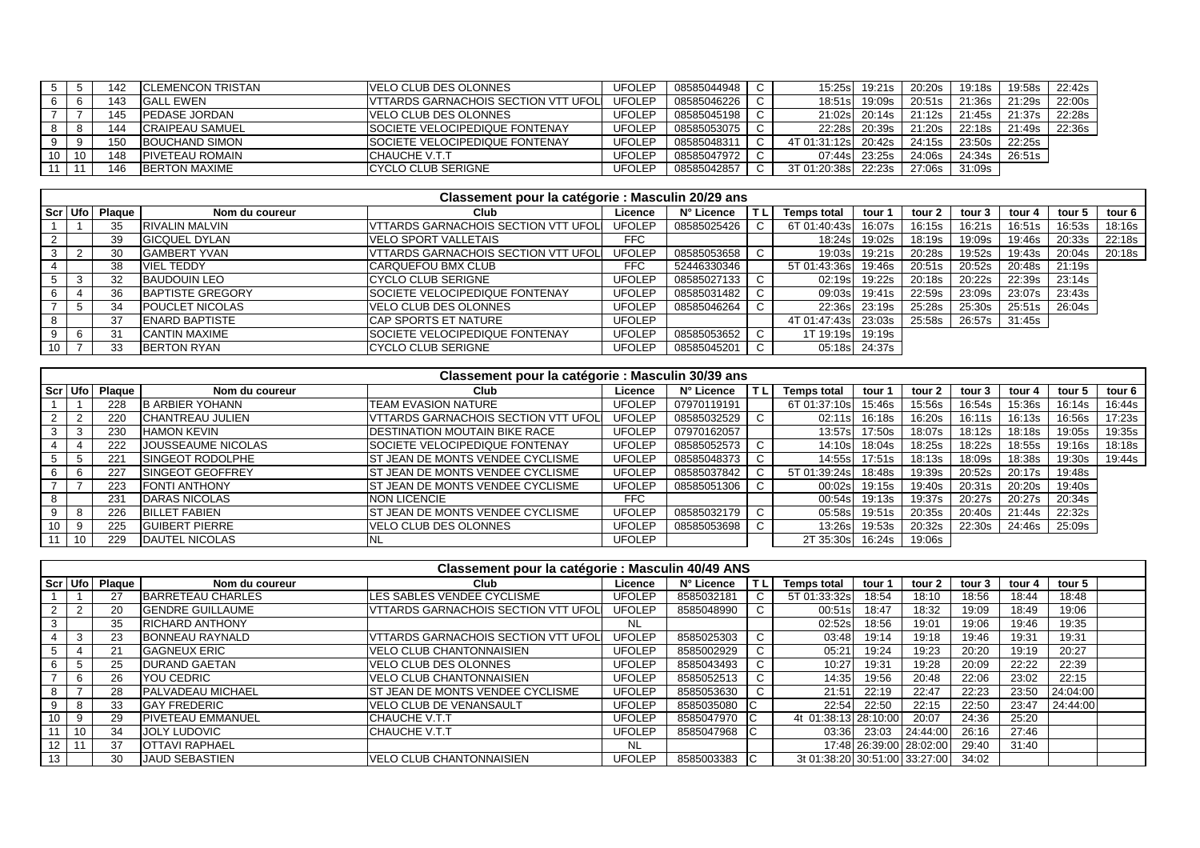| | | | | | | | | | | | | | | | |
|---|---|---|---|---|---|---|---|---|---|---|---|---|---|---|---|
| 5 | 5 | 142 | CLEMENCON TRISTAN | VELO CLUB DES OLONNES | UFOLEP | 08585044948 | C | 15:25s | 19:21s | 20:20s | 19:18s | 19:58s | 22:42s | | |
| 6 | 6 | 143 | GALL EWEN | VTTARDS GARNACHOIS SECTION VTT UFOL | UFOLEP | 08585046226 | C | 18:51s | 19:09s | 20:51s | 21:36s | 21:29s | 22:00s | | |
| 7 | 7 | 145 | PEDASE JORDAN | VELO CLUB DES OLONNES | UFOLEP | 08585045198 | C | 21:02s | 20:14s | 21:12s | 21:45s | 21:37s | 22:28s | | |
| 8 | 8 | 144 | CRAIPEAU SAMUEL | SOCIETE VELOCIPEDIQUE FONTENAY | UFOLEP | 08585053075 | C | 22:28s | 20:39s | 21:20s | 22:18s | 21:49s | 22:36s | | |
| 9 | 9 | 150 | BOUCHAND SIMON | SOCIETE VELOCIPEDIQUE FONTENAY | UFOLEP | 08585048311 | C | 4T 01:31:12s | 20:42s | 24:15s | 23:50s | 22:25s | | | |
| 10 | 10 | 148 | PIVETEAU ROMAIN | CHAUCHE V.T.T | UFOLEP | 08585047972 | C | 07:44s | 23:25s | 24:06s | 24:34s | 26:51s | | | |
| 11 | 11 | 146 | BERTON MAXIME | CYCLO CLUB SERIGNE | UFOLEP | 08585042857 | C | 3T 01:20:38s | 22:23s | 27:06s | 31:09s | | | | |

## Classement pour la catégorie : Masculin 20/29 ans

| Scr | Ufo | Plaque | Nom du coureur | Club | Licence | N° Licence | T L | Temps total | tour 1 | tour 2 | tour 3 | tour 4 | tour 5 | tour 6 |
|---|---|---|---|---|---|---|---|---|---|---|---|---|---|---|
| 1 | 1 | 35 | RIVALIN MALVIN | VTTARDS GARNACHOIS SECTION VTT UFOL | UFOLEP | 08585025426 | C | 6T 01:40:43s | 16:07s | 16:15s | 16:21s | 16:51s | 16:53s | 18:16s |
| 2 | | 39 | GICQUEL DYLAN | VELO SPORT VALLETAIS | FFC | | | 18:24s | 19:02s | 18:19s | 19:09s | 19:46s | 20:33s | 22:18s |
| 3 | 2 | 30 | GAMBERT YVAN | VTTARDS GARNACHOIS SECTION VTT UFOL | UFOLEP | 08585053658 | C | 19:03s | 19:21s | 20:28s | 19:52s | 19:43s | 20:04s | 20:18s |
| 4 | | 38 | VIEL TEDDY | CARQUEFOU BMX CLUB | FFC | 52446330346 | | 5T 01:43:36s | 19:46s | 20:51s | 20:52s | 20:48s | 21:19s | |
| 5 | 3 | 32 | BAUDOUIN LEO | CYCLO CLUB SERIGNE | UFOLEP | 08585027133 | C | 02:19s | 19:22s | 20:18s | 20:22s | 22:39s | 23:14s | |
| 6 | 4 | 36 | BAPTISTE GREGORY | SOCIETE VELOCIPEDIQUE FONTENAY | UFOLEP | 08585031482 | C | 09:03s | 19:41s | 22:59s | 23:09s | 23:07s | 23:43s | |
| 7 | 5 | 34 | POUCLET NICOLAS | VELO CLUB DES OLONNES | UFOLEP | 08585046264 | C | 22:36s | 23:19s | 25:28s | 25:30s | 25:51s | 26:04s | |
| 8 | | 37 | ENARD BAPTISTE | CAP SPORTS ET NATURE | UFOLEP | | | 4T 01:47:43s | 23:03s | 25:58s | 26:57s | 31:45s | | |
| 9 | 6 | 31 | CANTIN MAXIME | SOCIETE VELOCIPEDIQUE FONTENAY | UFOLEP | 08585053652 | C | 1T 19:19s | 19:19s | | | | | |
| 10 | 7 | 33 | BERTON RYAN | CYCLO CLUB SERIGNE | UFOLEP | 08585045201 | C | 05:18s | 24:37s | | | | | |

## Classement pour la catégorie : Masculin 30/39 ans

| Scr | Ufo | Plaque | Nom du coureur | Club | Licence | N° Licence | T L | Temps total | tour 1 | tour 2 | tour 3 | tour 4 | tour 5 | tour 6 |
|---|---|---|---|---|---|---|---|---|---|---|---|---|---|---|
| 1 | 1 | 228 | B ARBIER YOHANN | TEAM EVASION NATURE | UFOLEP | 07970119191 | | 6T 01:37:10s | 15:46s | 15:56s | 16:54s | 15:36s | 16:14s | 16:44s |
| 2 | 2 | 220 | CHANTREAU JULIEN | VTTARDS GARNACHOIS SECTION VTT UFOL | UFOLEP | 08585032529 | C | 02:11s | 16:18s | 16:20s | 16:11s | 16:13s | 16:56s | 17:23s |
| 3 | 3 | 230 | HAMON KEVIN | DESTINATION MOUTAIN BIKE RACE | UFOLEP | 07970162057 | | 13:57s | 17:50s | 18:07s | 18:12s | 18:18s | 19:05s | 19:35s |
| 4 | 4 | 222 | JOUSSEAUME NICOLAS | SOCIETE VELOCIPEDIQUE FONTENAY | UFOLEP | 08585052573 | C | 14:10s | 18:04s | 18:25s | 18:22s | 18:55s | 19:16s | 18:18s |
| 5 | 5 | 221 | SINGEOT RODOLPHE | ST JEAN DE MONTS VENDEE CYCLISME | UFOLEP | 08585048373 | C | 14:55s | 17:51s | 18:13s | 18:09s | 18:38s | 19:30s | 19:44s |
| 6 | 6 | 227 | SINGEOT GEOFFREY | ST JEAN DE MONTS VENDEE CYCLISME | UFOLEP | 08585037842 | C | 5T 01:39:24s | 18:48s | 19:39s | 20:52s | 20:17s | 19:48s | |
| 7 | 7 | 223 | FONTI ANTHONY | ST JEAN DE MONTS VENDEE CYCLISME | UFOLEP | 08585051306 | C | 00:02s | 19:15s | 19:40s | 20:31s | 20:20s | 19:40s | |
| 8 | | 231 | DARAS NICOLAS | NON LICENCIE | FFC | | | 00:54s | 19:13s | 19:37s | 20:27s | 20:27s | 20:34s | |
| 9 | 8 | 226 | BILLET FABIEN | ST JEAN DE MONTS VENDEE CYCLISME | UFOLEP | 08585032179 | C | 05:58s | 19:51s | 20:35s | 20:40s | 21:44s | 22:32s | |
| 10 | 9 | 225 | GUIBERT PIERRE | VELO CLUB DES OLONNES | UFOLEP | 08585053698 | C | 13:26s | 19:53s | 20:32s | 22:30s | 24:46s | 25:09s | |
| 11 | 10 | 229 | DAUTEL NICOLAS | NL | UFOLEP | | | 2T 35:30s | 16:24s | 19:06s | | | | |

## Classement pour la catégorie : Masculin 40/49 ANS

| Scr | Ufo | Plaque | Nom du coureur | Club | Licence | N° Licence | T L | Temps total | tour 1 | tour 2 | tour 3 | tour 4 | tour 5 | |
|---|---|---|---|---|---|---|---|---|---|---|---|---|---|---|
| 1 | 1 | 27 | BARRETEAU CHARLES | LES SABLES VENDEE CYCLISME | UFOLEP | 8585032181 | C | 5T 01:33:32s | 18:54 | 18:10 | 18:56 | 18:44 | 18:48 | |
| 2 | 2 | 20 | GENDRE GUILLAUME | VTTARDS GARNACHOIS SECTION VTT UFOL | UFOLEP | 8585048990 | C | 00:51s | 18:47 | 18:32 | 19:09 | 18:49 | 19:06 | |
| 3 | | 35 | RICHARD ANTHONY | | NL | | | 02:52s | 18:56 | 19:01 | 19:06 | 19:46 | 19:35 | |
| 4 | 3 | 23 | BONNEAU RAYNALD | VTTARDS GARNACHOIS SECTION VTT UFOL | UFOLEP | 8585025303 | C | 03:48 | 19:14 | 19:18 | 19:46 | 19:31 | 19:31 | |
| 5 | 4 | 21 | GAGNEUX ERIC | VELO CLUB CHANTONNAISIEN | UFOLEP | 8585002929 | C | 05:21 | 19:24 | 19:23 | 20:20 | 19:19 | 20:27 | |
| 6 | 5 | 25 | DURAND GAETAN | VELO CLUB DES OLONNES | UFOLEP | 8585043493 | C | 10:27 | 19:31 | 19:28 | 20:09 | 22:22 | 22:39 | |
| 7 | 6 | 26 | YOU CEDRIC | VELO CLUB CHANTONNAISIEN | UFOLEP | 8585052513 | C | 14:35 | 19:56 | 20:48 | 22:06 | 23:02 | 22:15 | |
| 8 | 7 | 28 | PALVADEAU MICHAEL | ST JEAN DE MONTS VENDEE CYCLISME | UFOLEP | 8585053630 | C | 21:51 | 22:19 | 22:47 | 22:23 | 23:50 | 24:04:00 | |
| 9 | 8 | 33 | GAY FREDERIC | VELO CLUB DE VENANSAULT | UFOLEP | 8585035080 | C | 22:54 | 22:50 | 22:15 | 22:50 | 23:47 | 24:44:00 | |
| 10 | 9 | 29 | PIVETEAU EMMANUEL | CHAUCHE V.T.T | UFOLEP | 8585047970 | C | 4t 01:38:13 | 28:10:00 | 20:07 | 24:36 | 25:20 | | |
| 11 | 10 | 34 | JOLY LUDOVIC | CHAUCHE V.T.T | UFOLEP | 8585047968 | C | 03:36 | 23:03 | 24:44:00 | 26:16 | 27:46 | | |
| 12 | 11 | 37 | OTTAVI RAPHAEL | | NL | | | 17:48 | 26:39:00 | 28:02:00 | 29:40 | 31:40 | | |
| 13 | | 30 | JAUD SEBASTIEN | VELO CLUB CHANTONNAISIEN | UFOLEP | 8585003383 | C | 3t 01:38:20 | 30:51:00 | 33:27:00 | 34:02 | | | |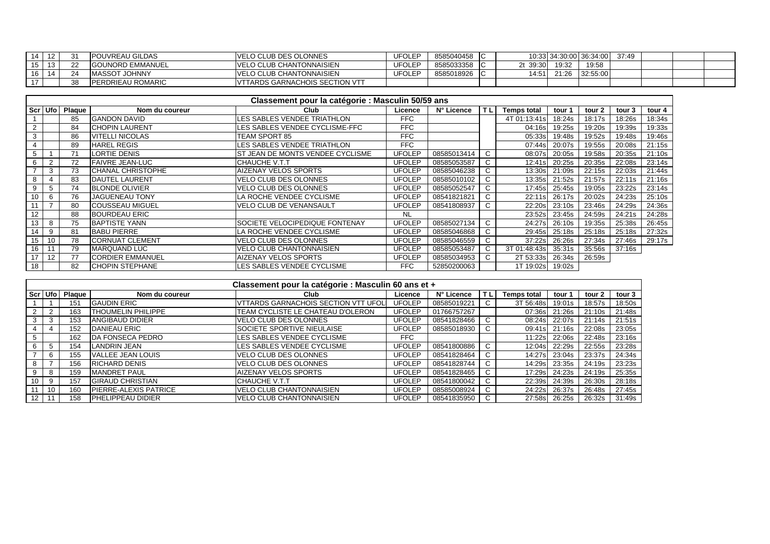| | | | | | | | | | | | | | | | |
|---|---|---|---|---|---|---|---|---|---|---|---|---|---|---|---|
| 14 | 12 | 31 | POUVREAU GILDAS | VELO CLUB DES OLONNES | UFOLEP | 8585040458 | C | 10:33 | 34:30:00 | 36:34:00 | 37:49 | | | |
| 15 | 13 | 22 | GOUNORD EMMANUEL | VELO CLUB CHANTONNAISIEN | UFOLEP | 8585033358 | C | 2t 39:30 | 19:32 | 19:58 | | | | |
| 16 | 14 | 24 | MASSOT JOHNNY | VELO CLUB CHANTONNAISIEN | UFOLEP | 8585018926 | C | 14:51 | 21:26 | 32:55:00 | | | | |
| 17 | | 38 | PERDRIEAU ROMARIC | VTTARDS GARNACHOIS SECTION VTT | | | | | | | | | | |

## Classement pour la catégorie : Masculin 50/59 ans

| Scr | Ufo | Plaque | Nom du coureur | Club | Licence | N° Licence | T L | Temps total | tour 1 | tour 2 | tour 3 | tour 4 |
|---|---|---|---|---|---|---|---|---|---|---|---|---|
| 1 | | 85 | GANDON DAVID | LES SABLES VENDEE TRIATHLON | FFC | | | 4T 01:13:41s | 18:24s | 18:17s | 18:26s | 18:34s |
| 2 | | 84 | CHOPIN LAURENT | LES SABLES VENDEE CYCLISME-FFC | FFC | | | 04:16s | 19:25s | 19:20s | 19:39s | 19:33s |
| 3 | | 86 | VITELLI NICOLAS | TEAM SPORT 85 | FFC | | | 05:33s | 19:48s | 19:52s | 19:48s | 19:46s |
| 4 | | 89 | HAREL REGIS | LES SABLES VENDEE TRIATHLON | FFC | | | 07:44s | 20:07s | 19:55s | 20:08s | 21:15s |
| 5 | 1 | 71 | LORTIE DENIS | ST JEAN DE MONTS VENDEE CYCLISME | UFOLEP | 08585013414 | C | 08:07s | 20:05s | 19:58s | 20:35s | 21:10s |
| 6 | 2 | 72 | FAIVRE JEAN-LUC | CHAUCHE V.T.T | UFOLEP | 08585053587 | C | 12:41s | 20:25s | 20:35s | 22:08s | 23:14s |
| 7 | 3 | 73 | CHANAL CHRISTOPHE | AIZENAY VELOS SPORTS | UFOLEP | 08585046238 | C | 13:30s | 21:09s | 22:15s | 22:03s | 21:44s |
| 8 | 4 | 83 | DAUTEL LAURENT | VELO CLUB DES OLONNES | UFOLEP | 08585010102 | C | 13:35s | 21:52s | 21:57s | 22:11s | 21:16s |
| 9 | 5 | 74 | BLONDE OLIVIER | VELO CLUB DES OLONNES | UFOLEP | 08585052547 | C | 17:45s | 25:45s | 19:05s | 23:22s | 23:14s |
| 10 | 6 | 76 | JAGUENEAU TONY | LA ROCHE VENDEE CYCLISME | UFOLEP | 08541821821 | C | 22:11s | 26:17s | 20:02s | 24:23s | 25:10s |
| 11 | 7 | 80 | COUSSEAU MIGUEL | VELO CLUB DE VENANSAULT | UFOLEP | 08541808937 | C | 22:20s | 23:10s | 23:46s | 24:29s | 24:36s |
| 12 | | 88 | BOURDEAU ERIC | | NL | | | 23:52s | 23:45s | 24:59s | 24:21s | 24:28s |
| 13 | 8 | 75 | BAPTISTE YANN | SOCIETE VELOCIPEDIQUE FONTENAY | UFOLEP | 08585027134 | C | 24:27s | 26:10s | 19:35s | 25:38s | 26:45s |
| 14 | 9 | 81 | BABU PIERRE | LA ROCHE VENDEE CYCLISME | UFOLEP | 08585046868 | C | 29:45s | 25:18s | 25:18s | 25:18s | 27:32s |
| 15 | 10 | 78 | CORNUAT CLEMENT | VELO CLUB DES OLONNES | UFOLEP | 08585046559 | C | 37:22s | 26:26s | 27:34s | 27:46s | 29:17s |
| 16 | 11 | 79 | MARQUAND LUC | VELO CLUB CHANTONNAISIEN | UFOLEP | 08585053487 | C | 3T 01:48:43s | 35:31s | 35:56s | 37:16s | |
| 17 | 12 | 77 | CORDIER EMMANUEL | AIZENAY VELOS SPORTS | UFOLEP | 08585034953 | C | 2T 53:33s | 26:34s | 26:59s | | |
| 18 | | 82 | CHOPIN STEPHANE | LES SABLES VENDEE CYCLISME | FFC | 52850200063 | | 1T 19:02s | 19:02s | | | |

## Classement pour la catégorie : Masculin 60 ans et +

| Scr | Ufo | Plaque | Nom du coureur | Club | Licence | N° Licence | T L | Temps total | tour 1 | tour 2 | tour 3 |
|---|---|---|---|---|---|---|---|---|---|---|---|
| 1 | 1 | 151 | GAUDIN ERIC | VTTARDS GARNACHOIS SECTION VTT UFOL | UFOLEP | 08585019221 | C | 3T 56:48s | 19:01s | 18:57s | 18:50s |
| 2 | 2 | 163 | THOUMELIN PHILIPPE | TEAM CYCLISTE LE CHATEAU D'OLERON | UFOLEP | 01766757267 | | 07:36s | 21:26s | 21:10s | 21:48s |
| 3 | 3 | 153 | ANGIBAUD DIDIER | VELO CLUB DES OLONNES | UFOLEP | 08541828466 | C | 08:24s | 22:07s | 21:14s | 21:51s |
| 4 | 4 | 152 | DANIEAU ERIC | SOCIETE SPORTIVE NIEULAISE | UFOLEP | 08585018930 | C | 09:41s | 21:16s | 22:08s | 23:05s |
| 5 | | 162 | DA FONSECA PEDRO | LES SABLES VENDEE CYCLISME | FFC | | | 11:22s | 22:06s | 22:48s | 23:16s |
| 6 | 5 | 154 | LANDRIN JEAN | LES SABLES VENDEE CYCLISME | UFOLEP | 08541800886 | C | 12:04s | 22:29s | 22:55s | 23:28s |
| 7 | 6 | 155 | VALLEE JEAN LOUIS | VELO CLUB DES OLONNES | UFOLEP | 08541828464 | C | 14:27s | 23:04s | 23:37s | 24:34s |
| 8 | 7 | 156 | RICHARD DENIS | VELO CLUB DES OLONNES | UFOLEP | 08541828744 | C | 14:29s | 23:35s | 24:19s | 23:23s |
| 9 | 8 | 159 | MANDRET PAUL | AIZENAY VELOS SPORTS | UFOLEP | 08541828465 | C | 17:29s | 24:23s | 24:19s | 25:35s |
| 10 | 9 | 157 | GIRAUD CHRISTIAN | CHAUCHE V.T.T | UFOLEP | 08541800042 | C | 22:39s | 24:39s | 26:30s | 28:18s |
| 11 | 10 | 160 | PIERRE-ALEXIS PATRICE | VELO CLUB CHANTONNAISIEN | UFOLEP | 08585008924 | C | 24:22s | 26:37s | 26:48s | 27:45s |
| 12 | 11 | 158 | PHELIPPEAU DIDIER | VELO CLUB CHANTONNAISIEN | UFOLEP | 08541835950 | C | 27:58s | 26:25s | 26:32s | 31:49s |